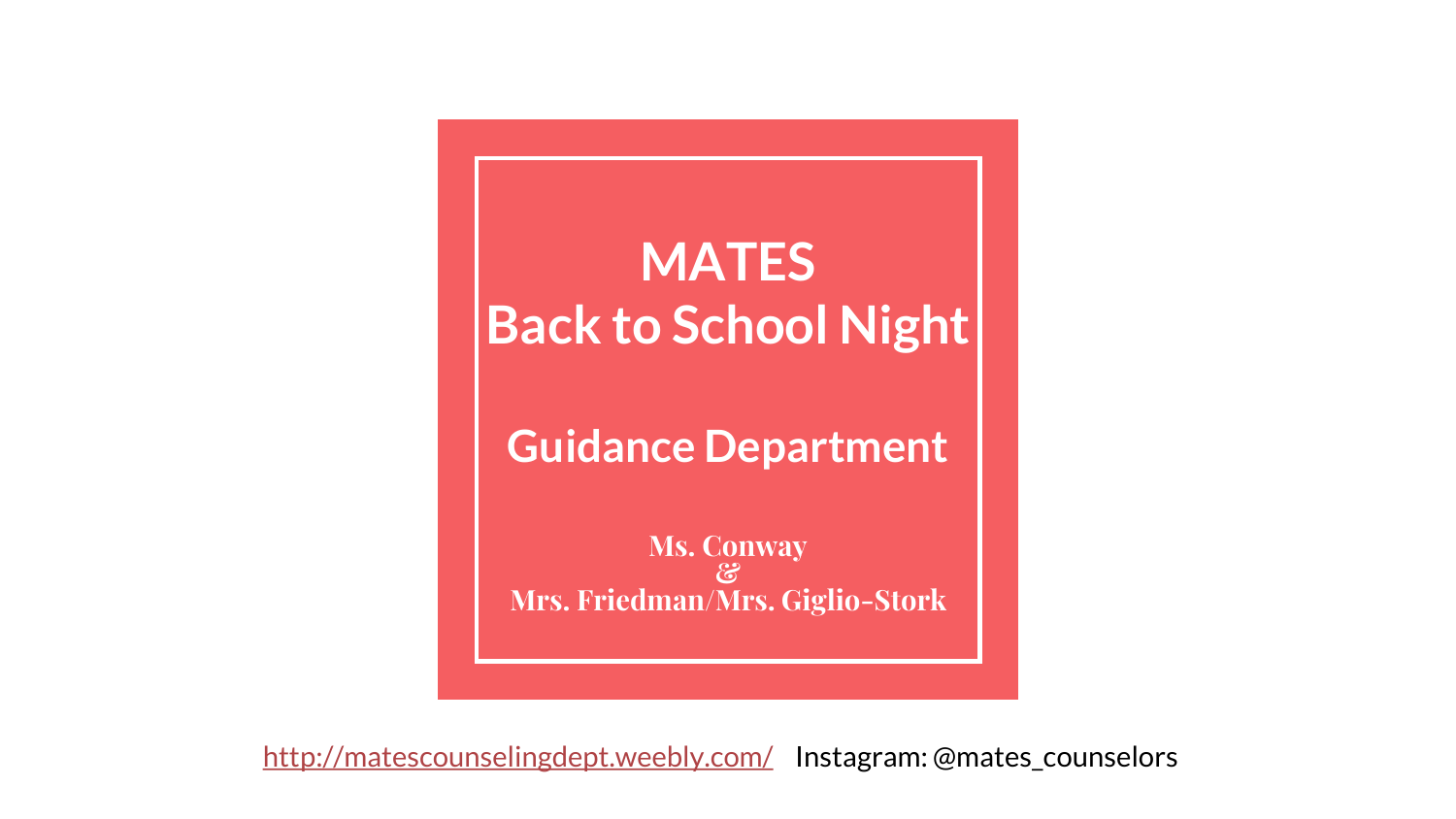# MATES
# Back to School Night

## Guidance Department

**Ms. Conway**
**&**
**Mrs. Friedman/Mrs. Giglio-Stork**

http://matescounselingdept.weebly.com/ Instagram: @mates_counselors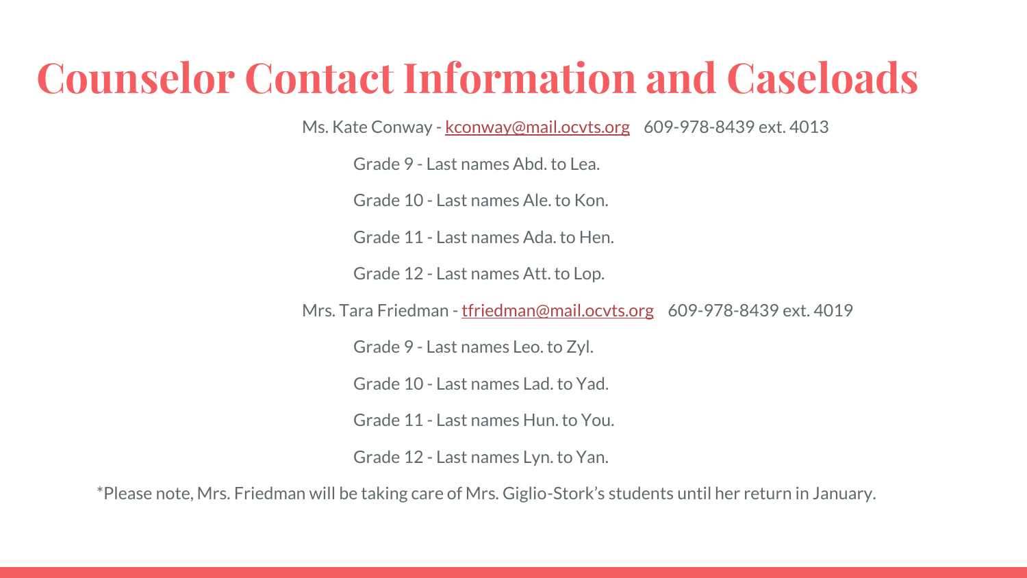# Counselor Contact Information and Caseloads

Ms. Kate Conway - kconway@mail.ocvts.org 609-978-8439 ext. 4013

- Grade 9 - Last names Abd. to Lea.
- Grade 10 - Last names Ale. to Kon.
- Grade 11 - Last names Ada. to Hen.
- Grade 12 - Last names Att. to Lop.

Mrs. Tara Friedman - tfriedman@mail.ocvts.org 609-978-8439 ext. 4019

- Grade 9 - Last names Leo. to Zyl.
- Grade 10 - Last names Lad. to Yad.
- Grade 11 - Last names Hun. to You.
- Grade 12 - Last names Lyn. to Yan.

*Please note, Mrs. Friedman will be taking care of Mrs. Giglio-Stork's students until her return in January.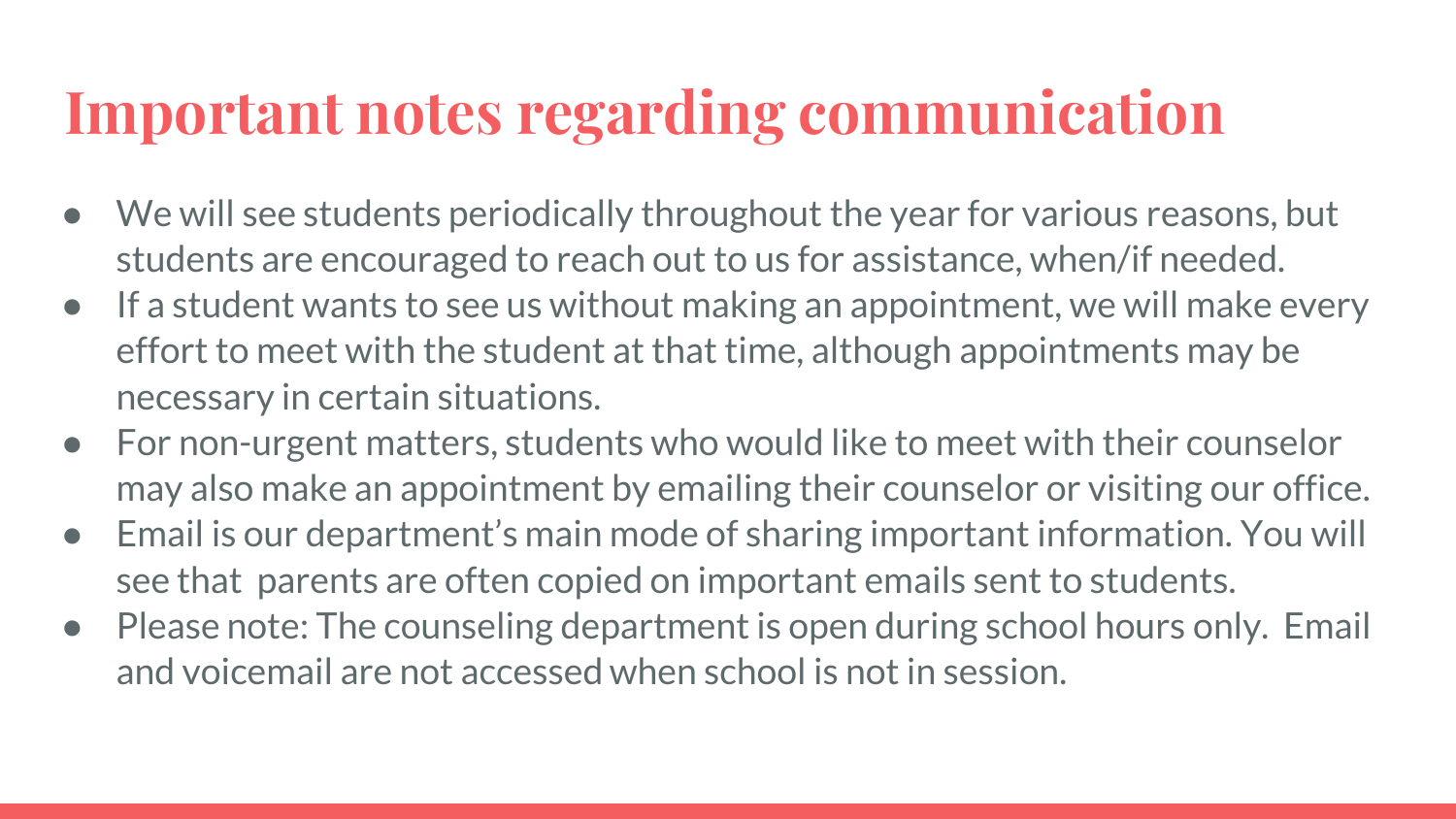# Important notes regarding communication

- We will see students periodically throughout the year for various reasons, but students are encouraged to reach out to us for assistance, when/if needed.
- If a student wants to see us without making an appointment, we will make every effort to meet with the student at that time, although appointments may be necessary in certain situations.
- For non-urgent matters, students who would like to meet with their counselor may also make an appointment by emailing their counselor or visiting our office.
- Email is our department's main mode of sharing important information. You will see that parents are often copied on important emails sent to students.
- Please note: The counseling department is open during school hours only. Email and voicemail are not accessed when school is not in session.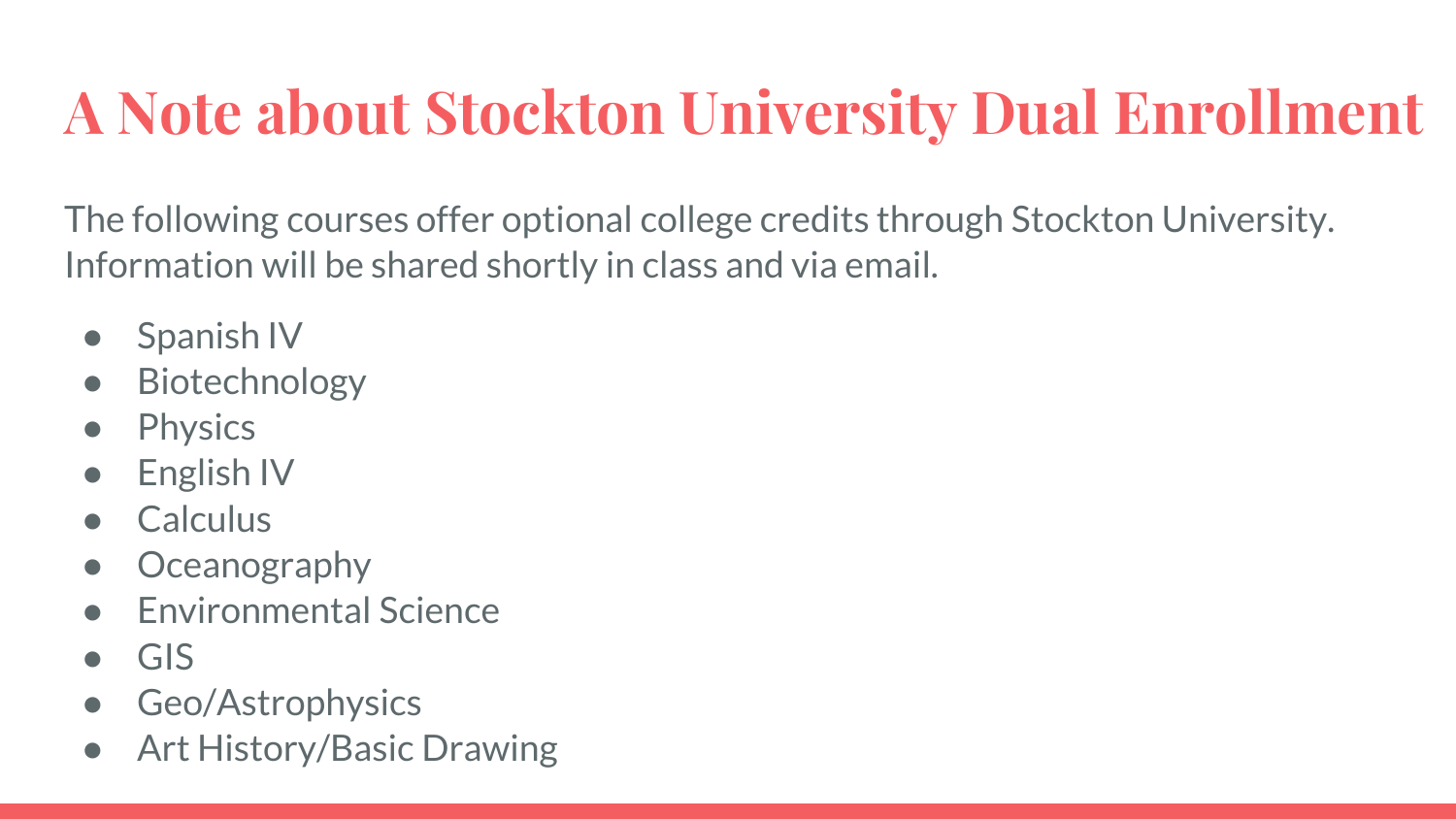# A Note about Stockton University Dual Enrollment

The following courses offer optional college credits through Stockton University. Information will be shared shortly in class and via email.

- Spanish IV
- Biotechnology
- Physics
- English IV
- Calculus
- Oceanography
- Environmental Science
- GIS
- Geo/Astrophysics
- Art History/Basic Drawing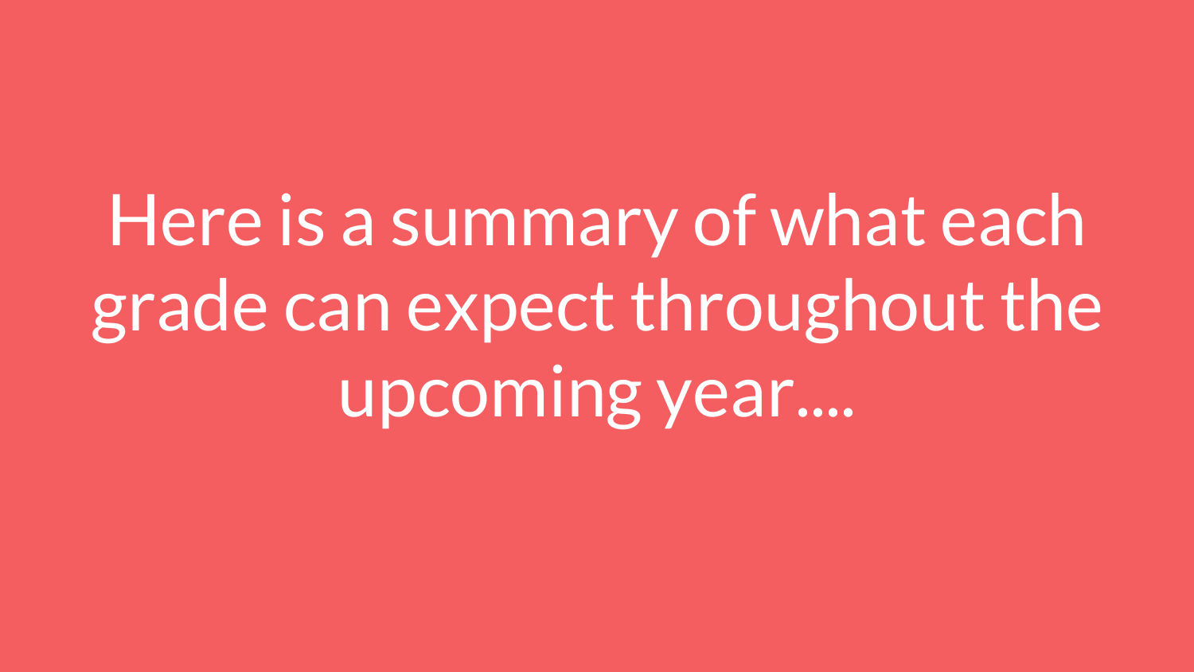Here is a summary of what each grade can expect throughout the upcoming year....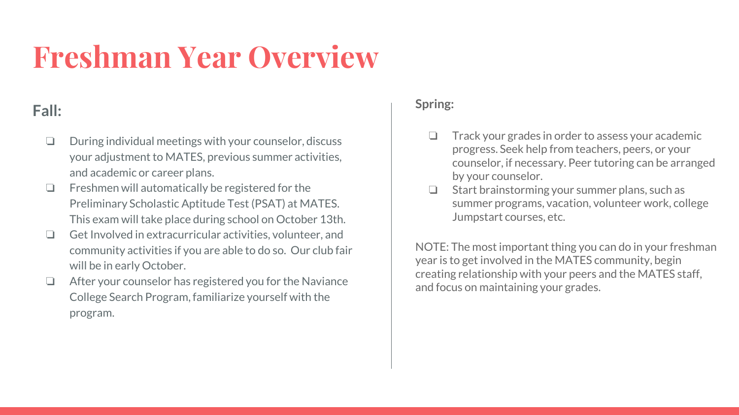# Freshman Year Overview

## Fall:

- During individual meetings with your counselor, discuss your adjustment to MATES, previous summer activities, and academic or career plans.
- Freshmen will automatically be registered for the Preliminary Scholastic Aptitude Test (PSAT) at MATES. This exam will take place during school on October 13th.
- Get Involved in extracurricular activities, volunteer, and community activities if you are able to do so. Our club fair will be in early October.
- After your counselor has registered you for the Naviance College Search Program, familiarize yourself with the program.

## Spring:

- Track your grades in order to assess your academic progress. Seek help from teachers, peers, or your counselor, if necessary. Peer tutoring can be arranged by your counselor.
- Start brainstorming your summer plans, such as summer programs, vacation, volunteer work, college Jumpstart courses, etc.

NOTE: The most important thing you can do in your freshman year is to get involved in the MATES community, begin creating relationship with your peers and the MATES staff, and focus on maintaining your grades.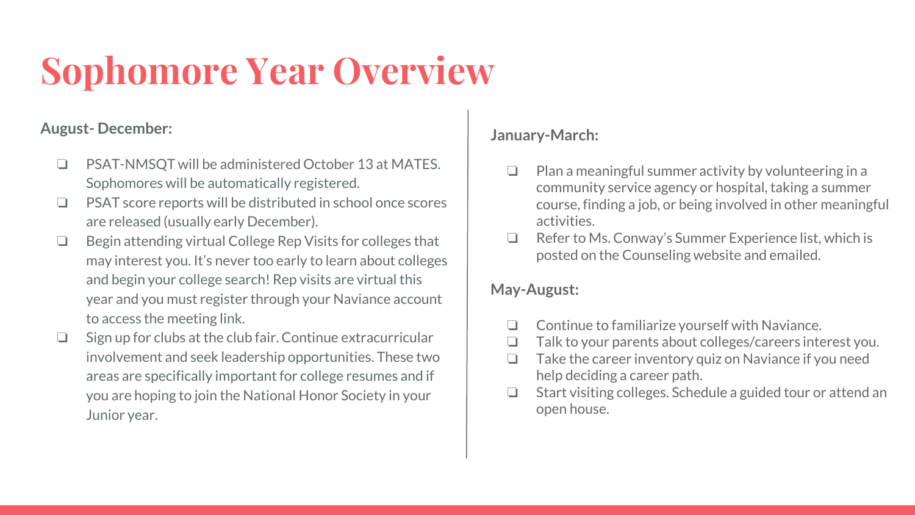# Sophomore Year Overview

**August- December:**

- PSAT-NMSQT will be administered October 13 at MATES. Sophomores will be automatically registered.
- PSAT score reports will be distributed in school once scores are released (usually early December).
- Begin attending virtual College Rep Visits for colleges that may interest you. It's never too early to learn about colleges and begin your college search! Rep visits are virtual this year and you must register through your Naviance account to access the meeting link.
- Sign up for clubs at the club fair. Continue extracurricular involvement and seek leadership opportunities. These two areas are specifically important for college resumes and if you are hoping to join the National Honor Society in your Junior year.

**January-March:**

- Plan a meaningful summer activity by volunteering in a community service agency or hospital, taking a summer course, finding a job, or being involved in other meaningful activities.
- Refer to Ms. Conway's Summer Experience list, which is posted on the Counseling website and emailed.

**May-August:**

- Continue to familiarize yourself with Naviance.
- Talk to your parents about colleges/careers interest you.
- Take the career inventory quiz on Naviance if you need help deciding a career path.
- Start visiting colleges. Schedule a guided tour or attend an open house.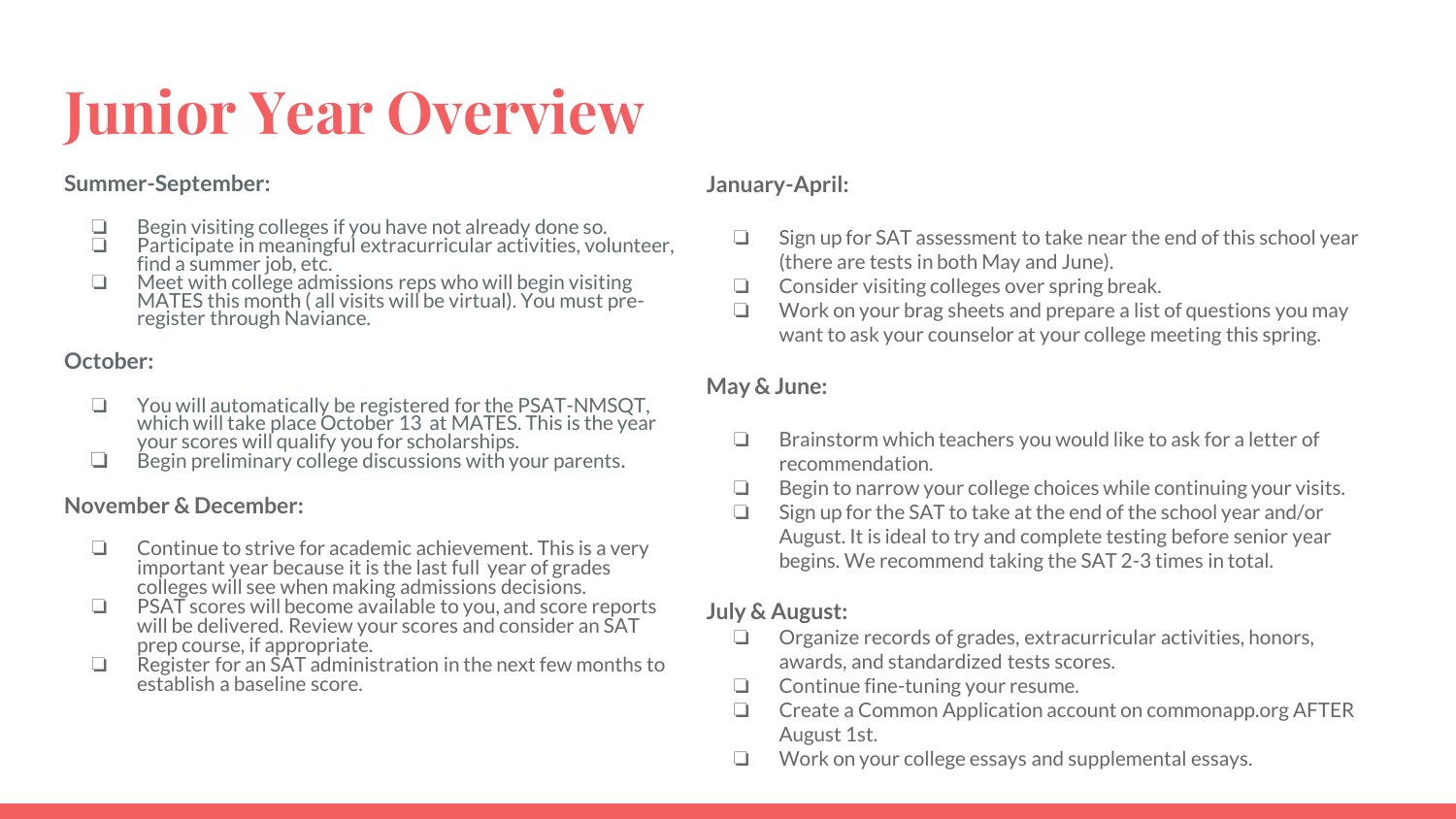# Junior Year Overview

**Summer-September:**

- Begin visiting colleges if you have not already done so.
- Participate in meaningful extracurricular activities, volunteer, find a summer job, etc.
- Meet with college admissions reps who will begin visiting MATES this month ( all visits will be virtual). You must pre-register through Naviance.

**October:**

- You will automatically be registered for the PSAT-NMSQT, which will take place October 13 at MATES. This is the year your scores will qualify you for scholarships.
- Begin preliminary college discussions with your parents.

**November & December:**

- Continue to strive for academic achievement. This is a very important year because it is the last full year of grades colleges will see when making admissions decisions.
- PSAT scores will become available to you, and score reports will be delivered. Review your scores and consider an SAT prep course, if appropriate.
- Register for an SAT administration in the next few months to establish a baseline score.

**January-April:**

- Sign up for SAT assessment to take near the end of this school year (there are tests in both May and June).
- Consider visiting colleges over spring break.
- Work on your brag sheets and prepare a list of questions you may want to ask your counselor at your college meeting this spring.

**May & June:**

- Brainstorm which teachers you would like to ask for a letter of recommendation.
- Begin to narrow your college choices while continuing your visits.
- Sign up for the SAT to take at the end of the school year and/or August. It is ideal to try and complete testing before senior year begins. We recommend taking the SAT 2-3 times in total.

**July & August:**

- Organize records of grades, extracurricular activities, honors, awards, and standardized tests scores.
- Continue fine-tuning your resume.
- Create a Common Application account on commonapp.org AFTER August 1st.
- Work on your college essays and supplemental essays.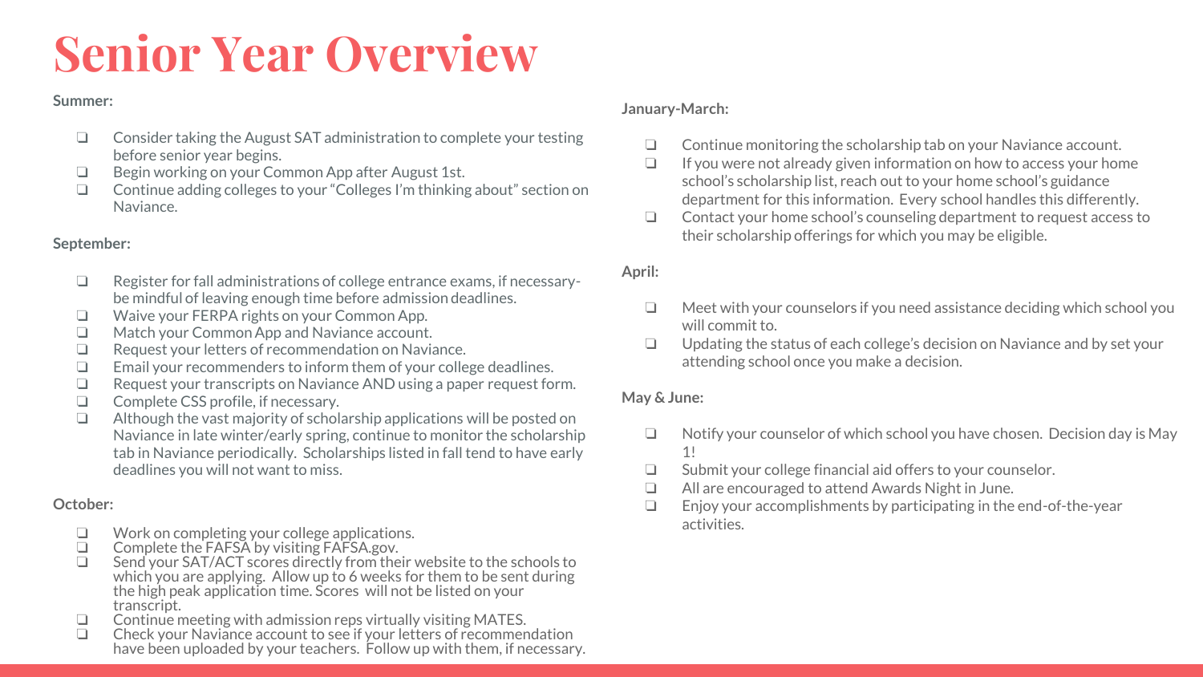# Senior Year Overview

**Summer:**

- ❏ Consider taking the August SAT administration to complete your testing before senior year begins.
- ❏ Begin working on your Common App after August 1st.
- ❏ Continue adding colleges to your "Colleges I'm thinking about" section on Naviance.

**September:**

- ❏ Register for fall administrations of college entrance exams, if necessary- be mindful of leaving enough time before admission deadlines.
- ❏ Waive your FERPA rights on your Common App.
- ❏ Match your Common App and Naviance account.
- ❏ Request your letters of recommendation on Naviance.
- ❏ Email your recommenders to inform them of your college deadlines.
- ❏ Request your transcripts on Naviance AND using a paper request form.
- ❏ Complete CSS profile, if necessary.
- ❏ Although the vast majority of scholarship applications will be posted on Naviance in late winter/early spring, continue to monitor the scholarship tab in Naviance periodically. Scholarships listed in fall tend to have early deadlines you will not want to miss.

**October:**

- ❏ Work on completing your college applications.
- ❏ Complete the FAFSA by visiting FAFSA.gov.
- ❏ Send your SAT/ACT scores directly from their website to the schools to which you are applying. Allow up to 6 weeks for them to be sent during the high peak application time. Scores will not be listed on your transcript.
- ❏ Continue meeting with admission reps virtually visiting MATES.
- ❏ Check your Naviance account to see if your letters of recommendation have been uploaded by your teachers. Follow up with them, if necessary.

**January-March:**

- ❏ Continue monitoring the scholarship tab on your Naviance account.
- ❏ If you were not already given information on how to access your home school's scholarship list, reach out to your home school's guidance department for this information. Every school handles this differently.
- ❏ Contact your home school's counseling department to request access to their scholarship offerings for which you may be eligible.

**April:**

- ❏ Meet with your counselors if you need assistance deciding which school you will commit to.
- ❏ Updating the status of each college's decision on Naviance and by set your attending school once you make a decision.

**May & June:**

- ❏ Notify your counselor of which school you have chosen. Decision day is May 1!
- ❏ Submit your college financial aid offers to your counselor.
- ❏ All are encouraged to attend Awards Night in June.
- ❏ Enjoy your accomplishments by participating in the end-of-the-year activities.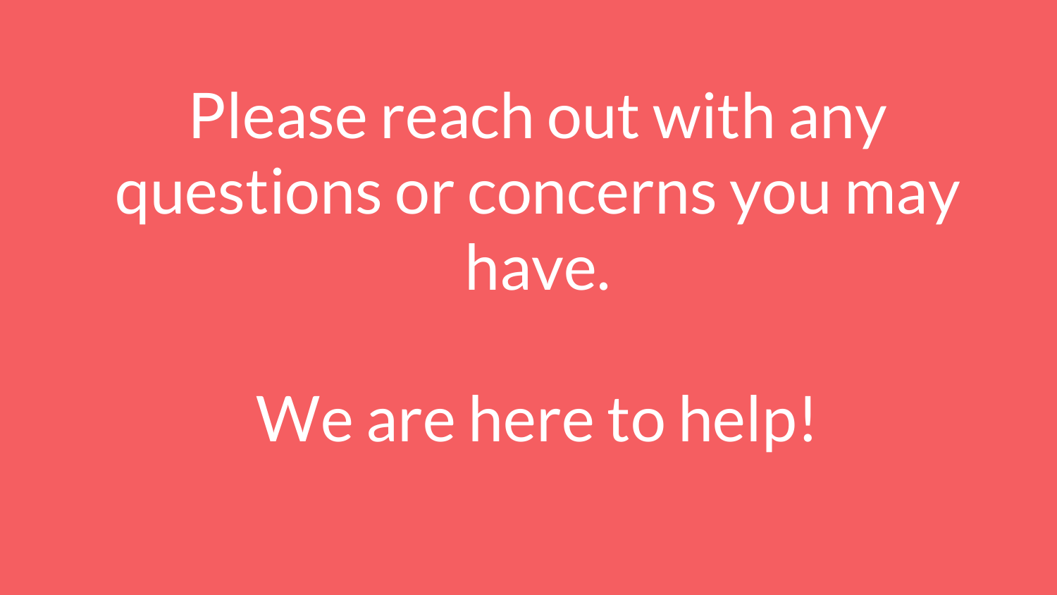Please reach out with any questions or concerns you may have.

We are here to help!